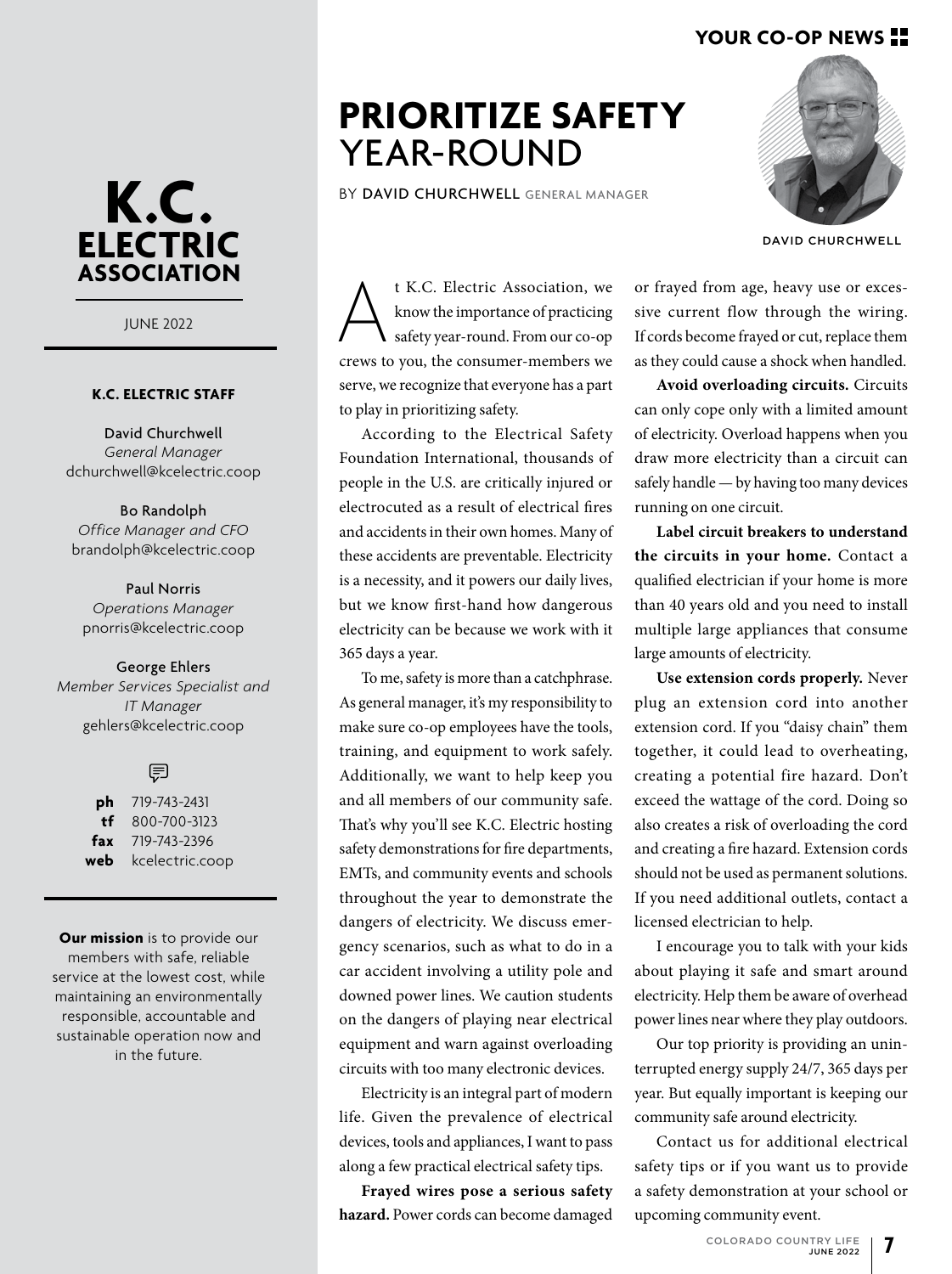# K.C. ELECTRIC ASSOCIATION

JUNE 2022

**K.C. ELECTRIC STAFF**

David Churchwell
*General Manager*
dchurchwell@kcelectric.coop

Bo Randolph
*Office Manager and CFO*
brandolph@kcelectric.coop

Paul Norris
*Operations Manager*
pnorris@kcelectric.coop

George Ehlers
*Member Services Specialist and IT Manager*
gehlers@kcelectric.coop

**ph** 719-743-2431
**tf** 800-700-3123
**fax** 719-743-2396
**web** kcelectric.coop

**Our mission** is to provide our members with safe, reliable service at the lowest cost, while maintaining an environmentally responsible, accountable and sustainable operation now and in the future.

# PRIORITIZE SAFETY YEAR-ROUND

BY DAVID CHURCHWELL GENERAL MANAGER

DAVID CHURCHWELL

At K.C. Electric Association, we know the importance of practicing safety year-round. From our co-op crews to you, the consumer-members we serve, we recognize that everyone has a part to play in prioritizing safety.

According to the Electrical Safety Foundation International, thousands of people in the U.S. are critically injured or electrocuted as a result of electrical fires and accidents in their own homes. Many of these accidents are preventable. Electricity is a necessity, and it powers our daily lives, but we know first-hand how dangerous electricity can be because we work with it 365 days a year.

To me, safety is more than a catchphrase. As general manager, it's my responsibility to make sure co-op employees have the tools, training, and equipment to work safely. Additionally, we want to help keep you and all members of our community safe. That's why you'll see K.C. Electric hosting safety demonstrations for fire departments, EMTs, and community events and schools throughout the year to demonstrate the dangers of electricity. We discuss emergency scenarios, such as what to do in a car accident involving a utility pole and downed power lines. We caution students on the dangers of playing near electrical equipment and warn against overloading circuits with too many electronic devices.

Electricity is an integral part of modern life. Given the prevalence of electrical devices, tools and appliances, I want to pass along a few practical electrical safety tips.

**Frayed wires pose a serious safety hazard.** Power cords can become damaged or frayed from age, heavy use or excessive current flow through the wiring. If cords become frayed or cut, replace them as they could cause a shock when handled.

**Avoid overloading circuits.** Circuits can only cope only with a limited amount of electricity. Overload happens when you draw more electricity than a circuit can safely handle — by having too many devices running on one circuit.

**Label circuit breakers to understand the circuits in your home.** Contact a qualified electrician if your home is more than 40 years old and you need to install multiple large appliances that consume large amounts of electricity.

**Use extension cords properly.** Never plug an extension cord into another extension cord. If you "daisy chain" them together, it could lead to overheating, creating a potential fire hazard. Don't exceed the wattage of the cord. Doing so also creates a risk of overloading the cord and creating a fire hazard. Extension cords should not be used as permanent solutions. If you need additional outlets, contact a licensed electrician to help.

I encourage you to talk with your kids about playing it safe and smart around electricity. Help them be aware of overhead power lines near where they play outdoors.

Our top priority is providing an uninterrupted energy supply 24/7, 365 days per year. But equally important is keeping our community safe around electricity.

Contact us for additional electrical safety tips or if you want us to provide a safety demonstration at your school or upcoming community event.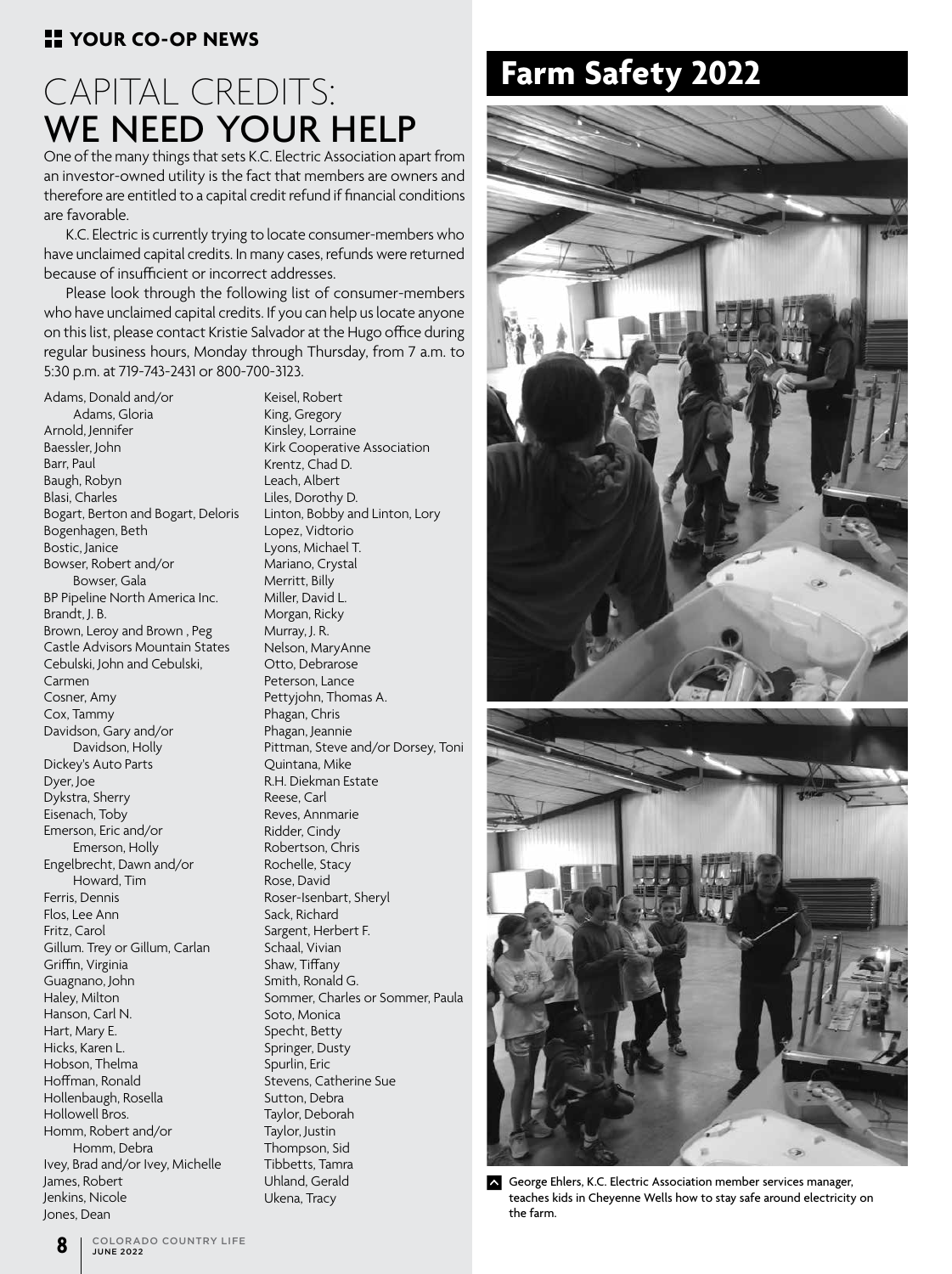YOUR CO-OP NEWS

# CAPITAL CREDITS: WE NEED YOUR HELP

One of the many things that sets K.C. Electric Association apart from an investor-owned utility is the fact that members are owners and therefore are entitled to a capital credit refund if financial conditions are favorable.

K.C. Electric is currently trying to locate consumer-members who have unclaimed capital credits. In many cases, refunds were returned because of insufficient or incorrect addresses.

Please look through the following list of consumer-members who have unclaimed capital credits. If you can help us locate anyone on this list, please contact Kristie Salvador at the Hugo office during regular business hours, Monday through Thursday, from 7 a.m. to 5:30 p.m. at 719-743-2431 or 800-700-3123.

Adams, Donald and/or Adams, Gloria
Arnold, Jennifer
Baessler, John
Barr, Paul
Baugh, Robyn
Blasi, Charles
Bogart, Berton and Bogart, Deloris
Bogenhagen, Beth
Bostic, Janice
Bowser, Robert and/or Bowser, Gala
BP Pipeline North America Inc.
Brandt, J. B.
Brown, Leroy and Brown , Peg
Castle Advisors Mountain States
Cebulski, John and Cebulski, Carmen
Cosner, Amy
Cox, Tammy
Davidson, Gary and/or Davidson, Holly
Dickey's Auto Parts
Dyer, Joe
Dykstra, Sherry
Eisenach, Toby
Emerson, Eric and/or Emerson, Holly
Engelbrecht, Dawn and/or Howard, Tim
Ferris, Dennis
Flos, Lee Ann
Fritz, Carol
Gillum. Trey or Gillum, Carlan
Griffin, Virginia
Guagnano, John
Haley, Milton
Hanson, Carl N.
Hart, Mary E.
Hicks, Karen L.
Hobson, Thelma
Hoffman, Ronald
Hollenbaugh, Rosella
Hollowell Bros.
Homm, Robert and/or Homm, Debra
Ivey, Brad and/or Ivey, Michelle
James, Robert
Jenkins, Nicole
Jones, Dean
Keisel, Robert
King, Gregory
Kinsley, Lorraine
Kirk Cooperative Association
Krentz, Chad D.
Leach, Albert
Liles, Dorothy D.
Linton, Bobby and Linton, Lory
Lopez, Vidtorio
Lyons, Michael T.
Mariano, Crystal
Merritt, Billy
Miller, David L.
Morgan, Ricky
Murray, J. R.
Nelson, MaryAnne
Otto, Debrarose
Peterson, Lance
Pettyjohn, Thomas A.
Phagan, Chris
Phagan, Jeannie
Pittman, Steve and/or Dorsey, Toni
Quintana, Mike
R.H. Diekman Estate
Reese, Carl
Reves, Annmarie
Ridder, Cindy
Robertson, Chris
Rochelle, Stacy
Rose, David
Roser-Isenbart, Sheryl
Sack, Richard
Sargent, Herbert F.
Schaal, Vivian
Shaw, Tiffany
Smith, Ronald G.
Sommer, Charles or Sommer, Paula
Soto, Monica
Specht, Betty
Springer, Dusty
Spurlin, Eric
Stevens, Catherine Sue
Sutton, Debra
Taylor, Deborah
Taylor, Justin
Thompson, Sid
Tibbetts, Tamra
Uhland, Gerald
Ukena, Tracy

# Farm Safety 2022

George Ehlers, K.C. Electric Association member services manager, teaches kids in Cheyenne Wells how to stay safe around electricity on the farm.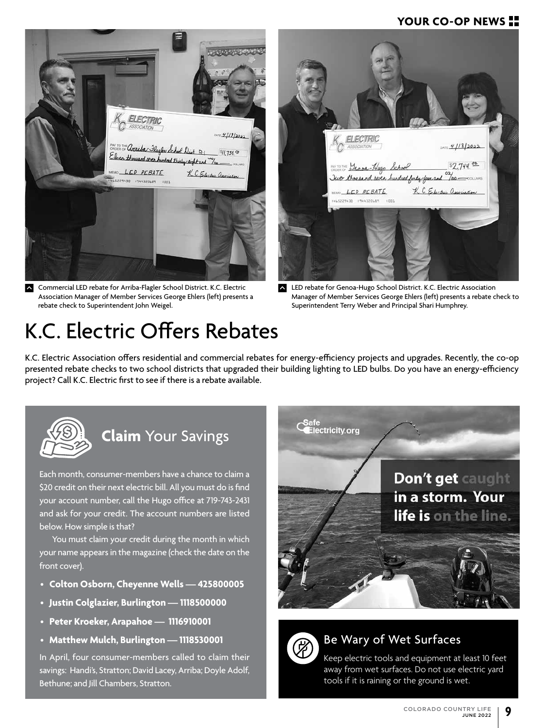Commercial LED rebate for Arriba-Flagler School District. K.C. Electric Association Manager of Member Services George Ehlers (left) presents a rebate check to Superintendent John Weigel.

LED rebate for Genoa-Hugo School District. K.C. Electric Association Manager of Member Services George Ehlers (left) presents a rebate check to Superintendent Terry Weber and Principal Shari Humphrey.

# K.C. Electric Offers Rebates

K.C. Electric Association offers residential and commercial rebates for energy-efficiency projects and upgrades. Recently, the co-op presented rebate checks to two school districts that upgraded their building lighting to LED bulbs. Do you have an energy-efficiency project? Call K.C. Electric first to see if there is a rebate available.

## **Claim** Your Savings

Each month, consumer-members have a chance to claim a $20 credit on their next electric bill. All you must do is find your account number, call the Hugo office at 719-743-2431 and ask for your credit. The account numbers are listed below. How simple is that?

You must claim your credit during the month in which your name appears in the magazine (check the date on the front cover).

- **Colton Osborn, Cheyenne Wells — 425800005**
- **Justin Colglazier, Burlington — 1118500000**
- **Peter Kroeker, Arapahoe — 1116910001**
- **Matthew Mulch, Burlington — 1118530001**

In April, four consumer-members called to claim their savings: Handi's, Stratton; David Lacey, Arriba; Doyle Adolf, Bethune; and Jill Chambers, Stratton.

SafeElectricity.org

**Don't get caught in a storm. Your life is on the line.**

## Be Wary of Wet Surfaces

Keep electric tools and equipment at least 10 feet away from wet surfaces. Do not use electric yard tools if it is raining or the ground is wet.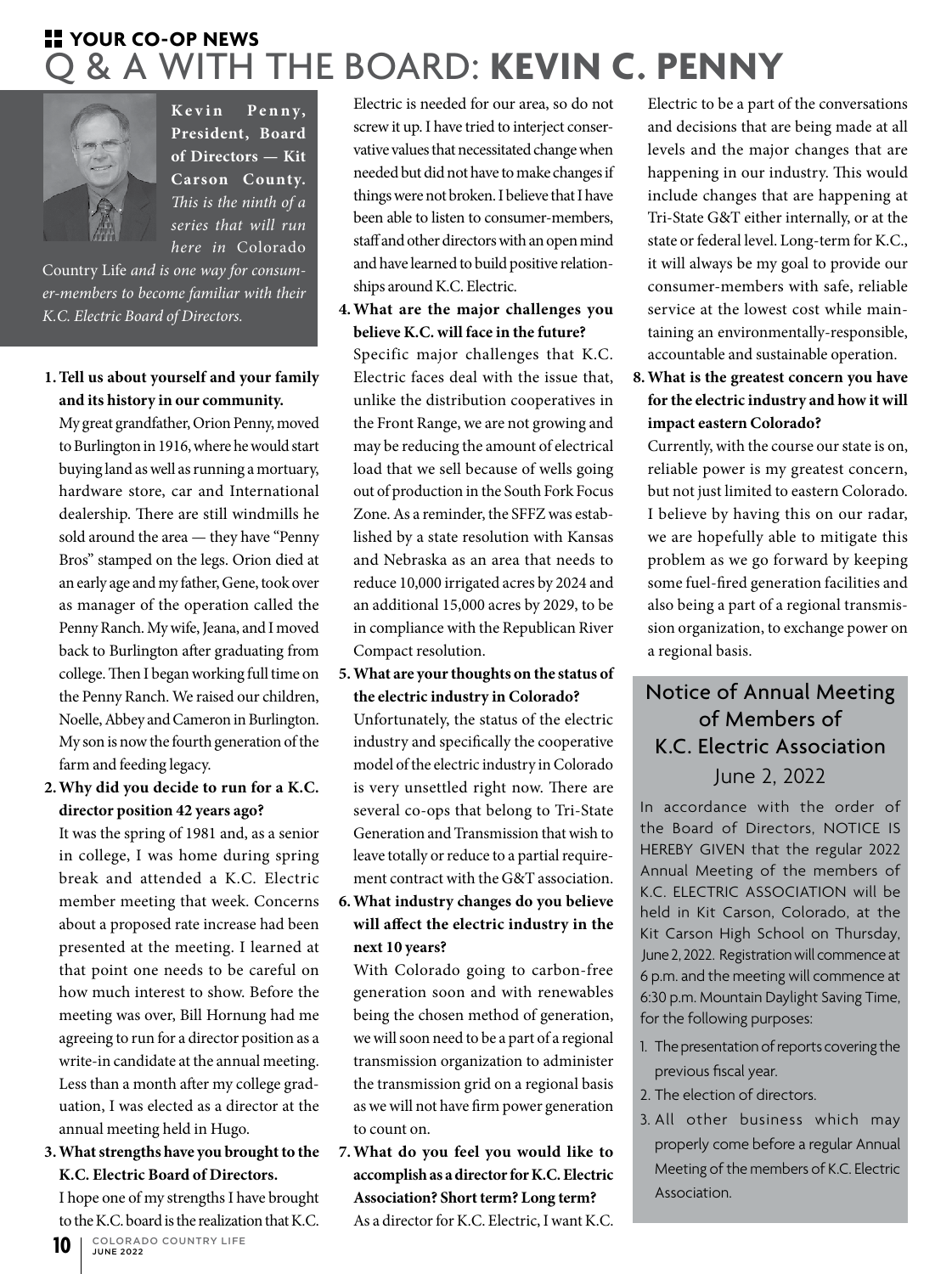## YOUR CO-OP NEWS

# Q & A WITH THE BOARD: **KEVIN C. PENNY**

**Kevin Penny, President, Board of Directors — Kit Carson County.** *This is the ninth of a series that will run here in* Colorado Country Life *and is one way for consumer-members to become familiar with their K.C. Electric Board of Directors.*

1. **Tell us about yourself and your family and its history in our community.**

   My great grandfather, Orion Penny, moved to Burlington in 1916, where he would start buying land as well as running a mortuary, hardware store, car and International dealership. There are still windmills he sold around the area — they have "Penny Bros" stamped on the legs. Orion died at an early age and my father, Gene, took over as manager of the operation called the Penny Ranch. My wife, Jeana, and I moved back to Burlington after graduating from college. Then I began working full time on the Penny Ranch. We raised our children, Noelle, Abbey and Cameron in Burlington. My son is now the fourth generation of the farm and feeding legacy.

2. **Why did you decide to run for a K.C. director position 42 years ago?**

   It was the spring of 1981 and, as a senior in college, I was home during spring break and attended a K.C. Electric member meeting that week. Concerns about a proposed rate increase had been presented at the meeting. I learned at that point one needs to be careful on how much interest to show. Before the meeting was over, Bill Hornung had me agreeing to run for a director position as a write-in candidate at the annual meeting. Less than a month after my college graduation, I was elected as a director at the annual meeting held in Hugo.

3. **What strengths have you brought to the K.C. Electric Board of Directors.**

   I hope one of my strengths I have brought to the K.C. board is the realization that K.C. Electric is needed for our area, so do not screw it up. I have tried to interject conservative values that necessitated change when needed but did not have to make changes if things were not broken. I believe that I have been able to listen to consumer-members, staff and other directors with an open mind and have learned to build positive relationships around K.C. Electric.

4. **What are the major challenges you believe K.C. will face in the future?**

   Specific major challenges that K.C. Electric faces deal with the issue that, unlike the distribution cooperatives in the Front Range, we are not growing and may be reducing the amount of electrical load that we sell because of wells going out of production in the South Fork Focus Zone. As a reminder, the SFFZ was established by a state resolution with Kansas and Nebraska as an area that needs to reduce 10,000 irrigated acres by 2024 and an additional 15,000 acres by 2029, to be in compliance with the Republican River Compact resolution.

5. **What are your thoughts on the status of the electric industry in Colorado?**

   Unfortunately, the status of the electric industry and specifically the cooperative model of the electric industry in Colorado is very unsettled right now. There are several co-ops that belong to Tri-State Generation and Transmission that wish to leave totally or reduce to a partial requirement contract with the G&T association.

6. **What industry changes do you believe will affect the electric industry in the next 10 years?**

   With Colorado going to carbon-free generation soon and with renewables being the chosen method of generation, we will soon need to be a part of a regional transmission organization to administer the transmission grid on a regional basis as we will not have firm power generation to count on.

7. **What do you feel you would like to accomplish as a director for K.C. Electric Association? Short term? Long term?**

   As a director for K.C. Electric, I want K.C. Electric to be a part of the conversations and decisions that are being made at all levels and the major changes that are happening in our industry. This would include changes that are happening at Tri-State G&T either internally, or at the state or federal level. Long-term for K.C., it will always be my goal to provide our consumer-members with safe, reliable service at the lowest cost while maintaining an environmentally-responsible, accountable and sustainable operation.

8. **What is the greatest concern you have for the electric industry and how it will impact eastern Colorado?**

   Currently, with the course our state is on, reliable power is my greatest concern, but not just limited to eastern Colorado. I believe by having this on our radar, we are hopefully able to mitigate this problem as we go forward by keeping some fuel-fired generation facilities and also being a part of a regional transmission organization, to exchange power on a regional basis.

## Notice of Annual Meeting of Members of K.C. Electric Association

June 2, 2022

In accordance with the order of the Board of Directors, NOTICE IS HEREBY GIVEN that the regular 2022 Annual Meeting of the members of K.C. ELECTRIC ASSOCIATION will be held in Kit Carson, Colorado, at the Kit Carson High School on Thursday, June 2, 2022. Registration will commence at 6 p.m. and the meeting will commence at 6:30 p.m. Mountain Daylight Saving Time, for the following purposes:

1. The presentation of reports covering the previous fiscal year.
2. The election of directors.
3. All other business which may properly come before a regular Annual Meeting of the members of K.C. Electric Association.